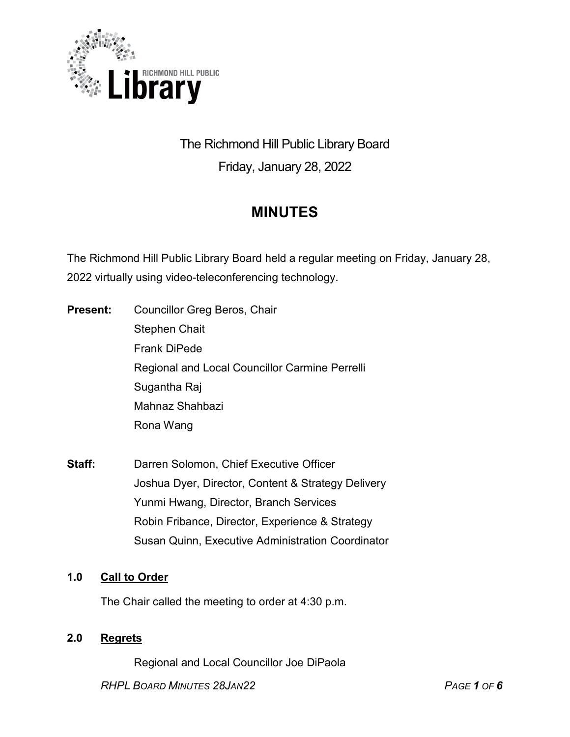# The Richmond Hill Public Library Board

Friday, January 28, 2022

## MINUTES

The Richmond Hill Public Library Board held a regular meeting on Friday, January 28, 2022 virtually using video-teleconferencing technology.

**Present:**
Councillor Greg Beros, Chair
Stephen Chait
Frank DiPede
Regional and Local Councillor Carmine Perrelli
Sugantha Raj
Mahnaz Shahbazi
Rona Wang

**Staff:**
Darren Solomon, Chief Executive Officer
Joshua Dyer, Director, Content & Strategy Delivery
Yunmi Hwang, Director, Branch Services
Robin Fribance, Director, Experience & Strategy
Susan Quinn, Executive Administration Coordinator

### 1.0 Call to Order

The Chair called the meeting to order at 4:30 p.m.

### 2.0 Regrets

Regional and Local Councillor Joe DiPaola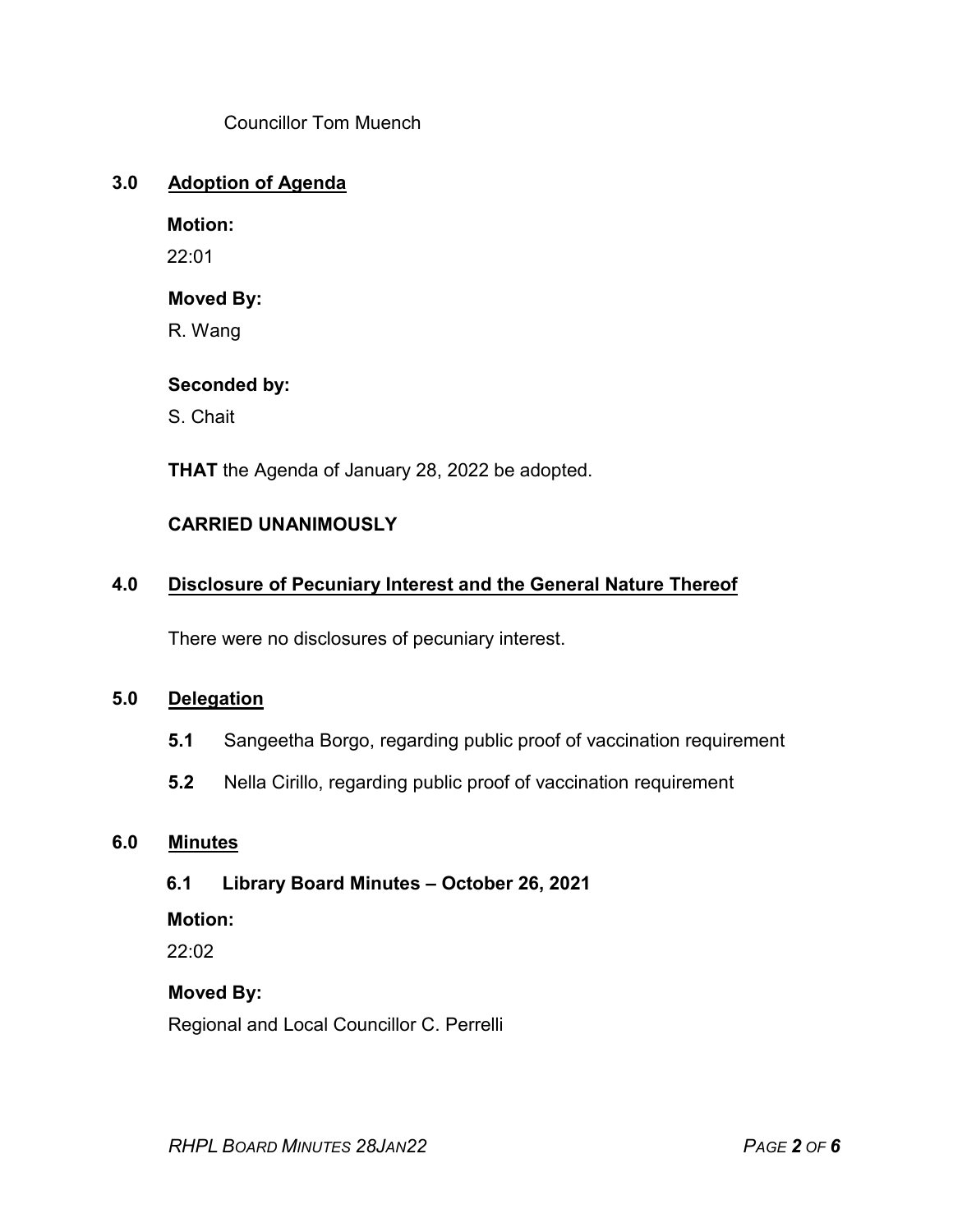Councillor Tom Muench

## 3.0 Adoption of Agenda

**Motion:**

22:01

**Moved By:**

R. Wang

**Seconded by:**

S. Chait

**THAT** the Agenda of January 28, 2022 be adopted.

**CARRIED UNANIMOUSLY**

## 4.0 Disclosure of Pecuniary Interest and the General Nature Thereof

There were no disclosures of pecuniary interest.

## 5.0 Delegation

**5.1** Sangeetha Borgo, regarding public proof of vaccination requirement

**5.2** Nella Cirillo, regarding public proof of vaccination requirement

## 6.0 Minutes

### 6.1 Library Board Minutes – October 26, 2021

**Motion:**

22:02

**Moved By:**

Regional and Local Councillor C. Perrelli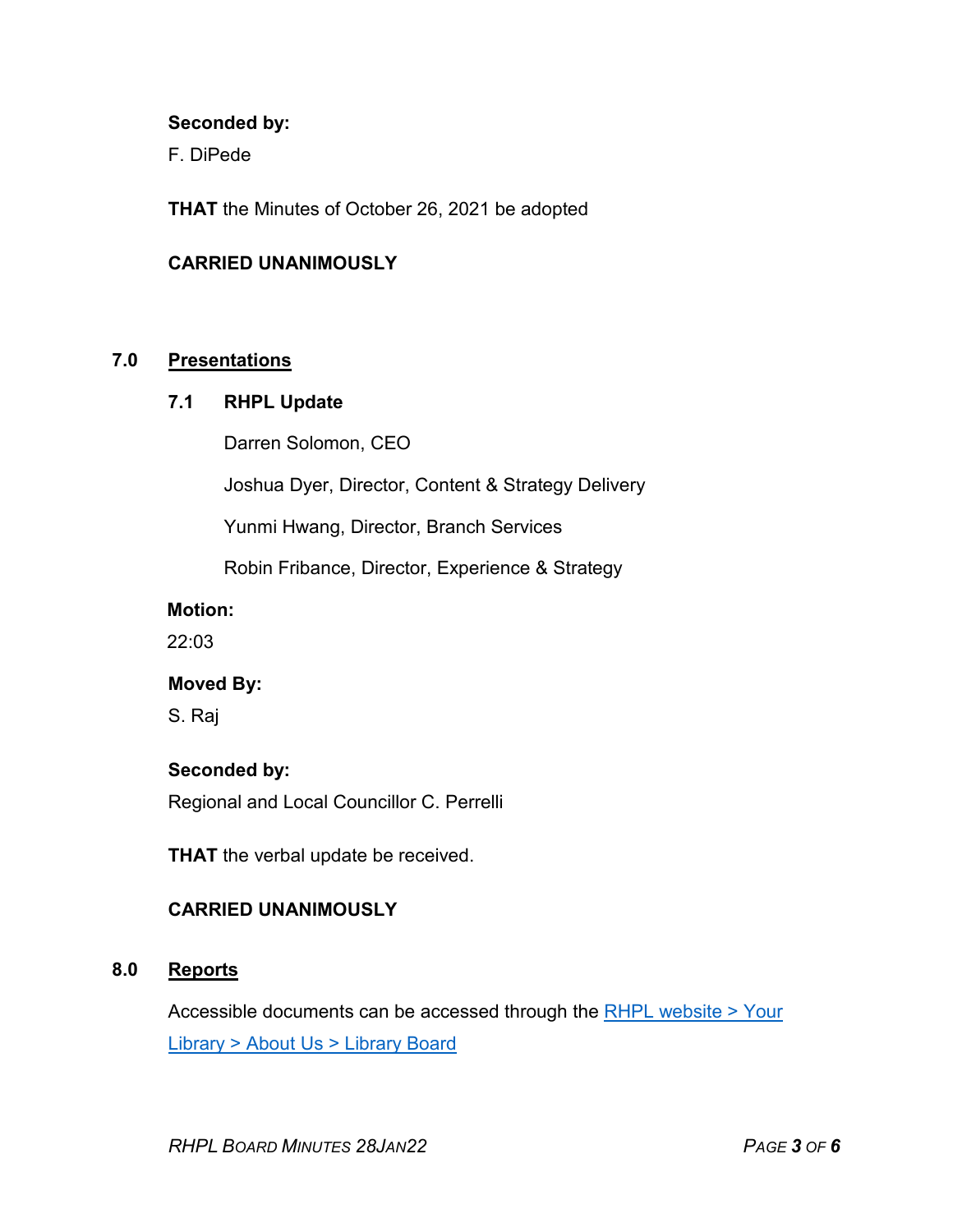**Seconded by:**

F. DiPede

**THAT** the Minutes of October 26, 2021 be adopted

**CARRIED UNANIMOUSLY**

## 7.0 Presentations

### 7.1 RHPL Update

Darren Solomon, CEO

Joshua Dyer, Director, Content & Strategy Delivery

Yunmi Hwang, Director, Branch Services

Robin Fribance, Director, Experience & Strategy

**Motion:**

22:03

**Moved By:**

S. Raj

**Seconded by:**

Regional and Local Councillor C. Perrelli

**THAT** the verbal update be received.

**CARRIED UNANIMOUSLY**

## 8.0 Reports

Accessible documents can be accessed through the [RHPL website > Your Library > About Us > Library Board]()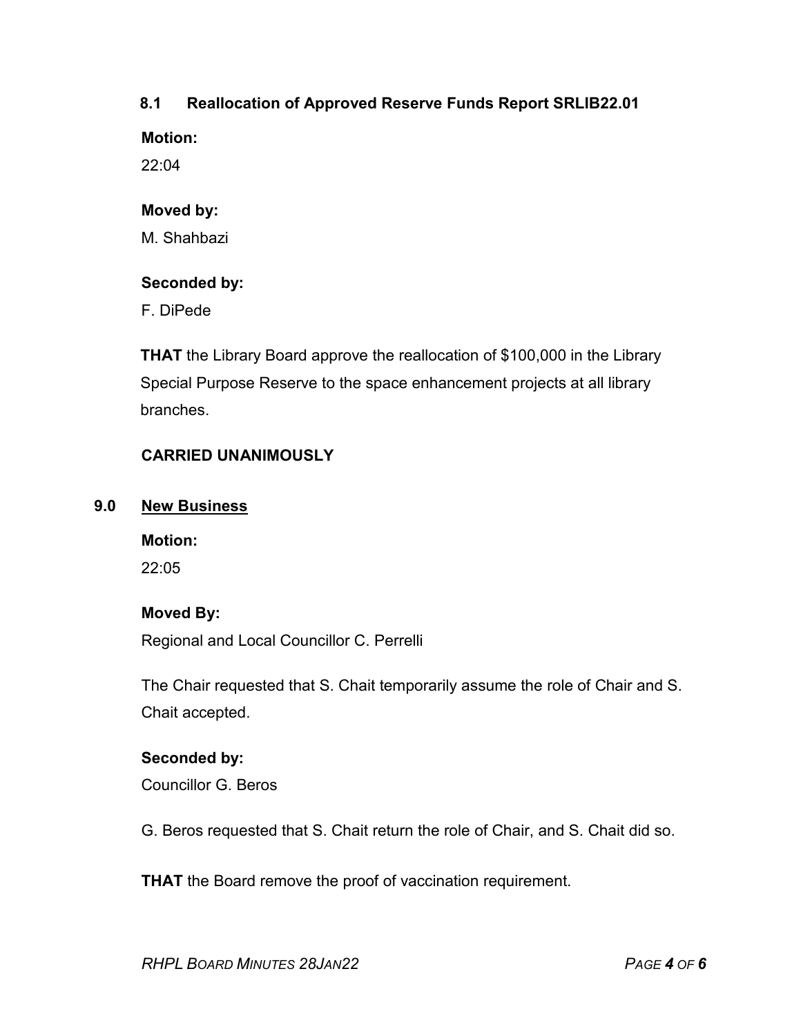### 8.1 Reallocation of Approved Reserve Funds Report SRLIB22.01

**Motion:**

22:04

**Moved by:**

M. Shahbazi

**Seconded by:**

F. DiPede

**THAT** the Library Board approve the reallocation of $100,000 in the Library Special Purpose Reserve to the space enhancement projects at all library branches.

**CARRIED UNANIMOUSLY**

## 9.0 New Business

**Motion:**

22:05

**Moved By:**

Regional and Local Councillor C. Perrelli

The Chair requested that S. Chait temporarily assume the role of Chair and S. Chait accepted.

**Seconded by:**

Councillor G. Beros

G. Beros requested that S. Chait return the role of Chair, and S. Chait did so.

**THAT** the Board remove the proof of vaccination requirement.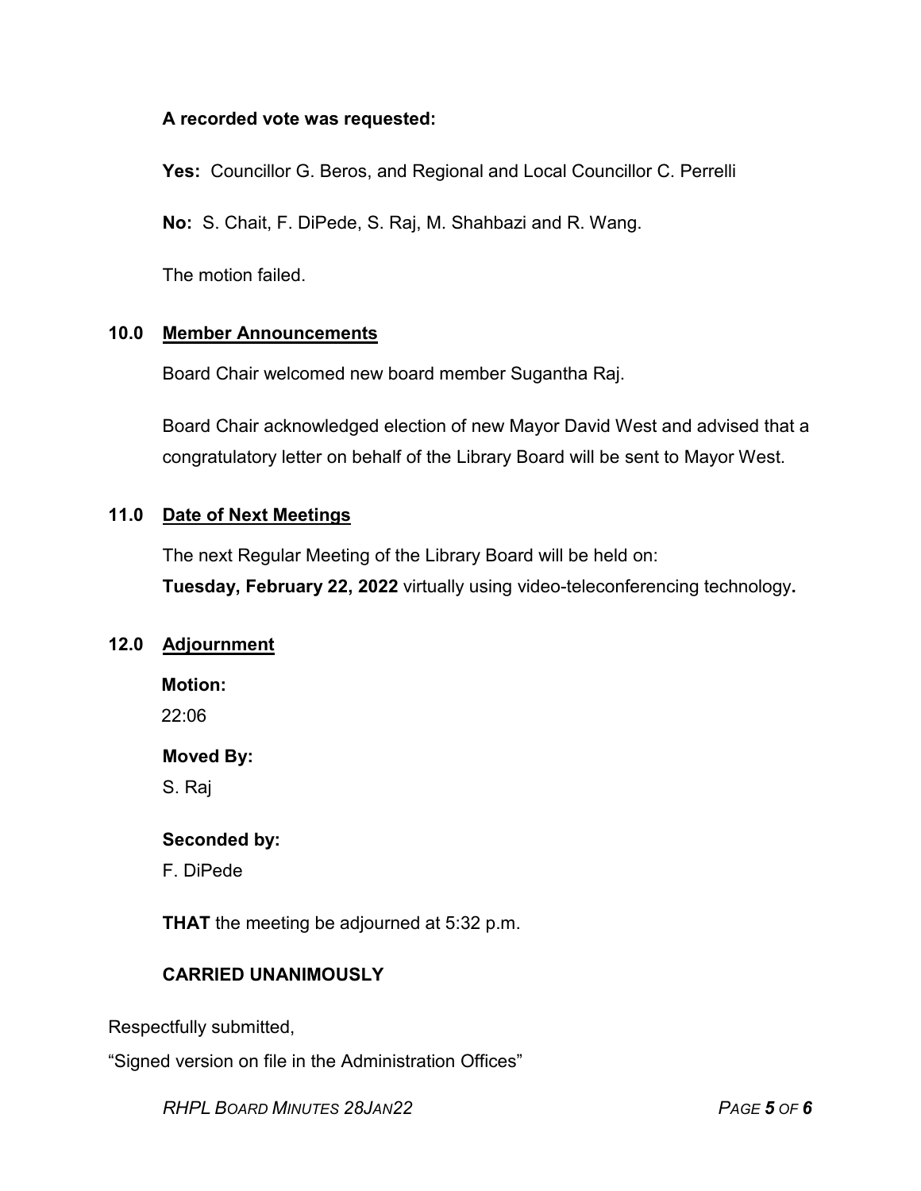**A recorded vote was requested:**

**Yes:** Councillor G. Beros, and Regional and Local Councillor C. Perrelli

**No:** S. Chait, F. DiPede, S. Raj, M. Shahbazi and R. Wang.

The motion failed.

## 10.0 Member Announcements

Board Chair welcomed new board member Sugantha Raj.

Board Chair acknowledged election of new Mayor David West and advised that a congratulatory letter on behalf of the Library Board will be sent to Mayor West.

## 11.0 Date of Next Meetings

The next Regular Meeting of the Library Board will be held on:
**Tuesday, February 22, 2022** virtually using video-teleconferencing technology**.**

## 12.0 Adjournment

**Motion:**
22:06

**Moved By:**
S. Raj

**Seconded by:**
F. DiPede

**THAT** the meeting be adjourned at 5:32 p.m.

**CARRIED UNANIMOUSLY**

Respectfully submitted,

"Signed version on file in the Administration Offices"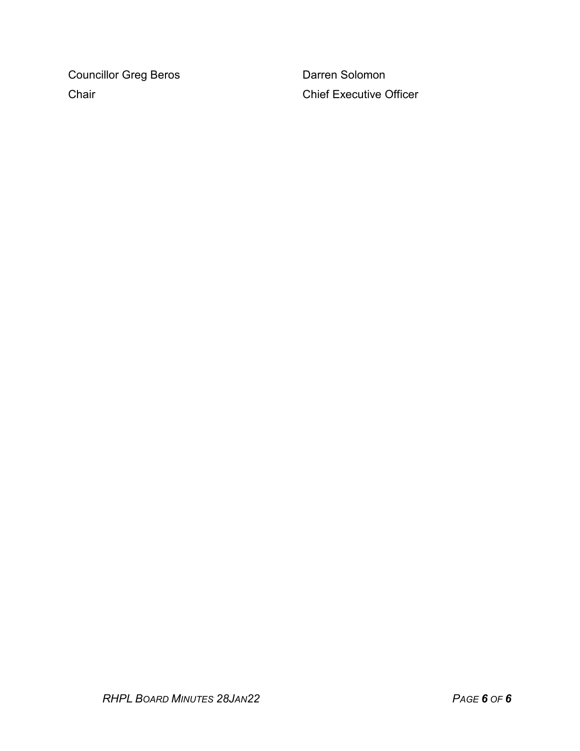| | |
|---|---|
| Councillor Greg Beros | Darren Solomon |
| Chair | Chief Executive Officer |